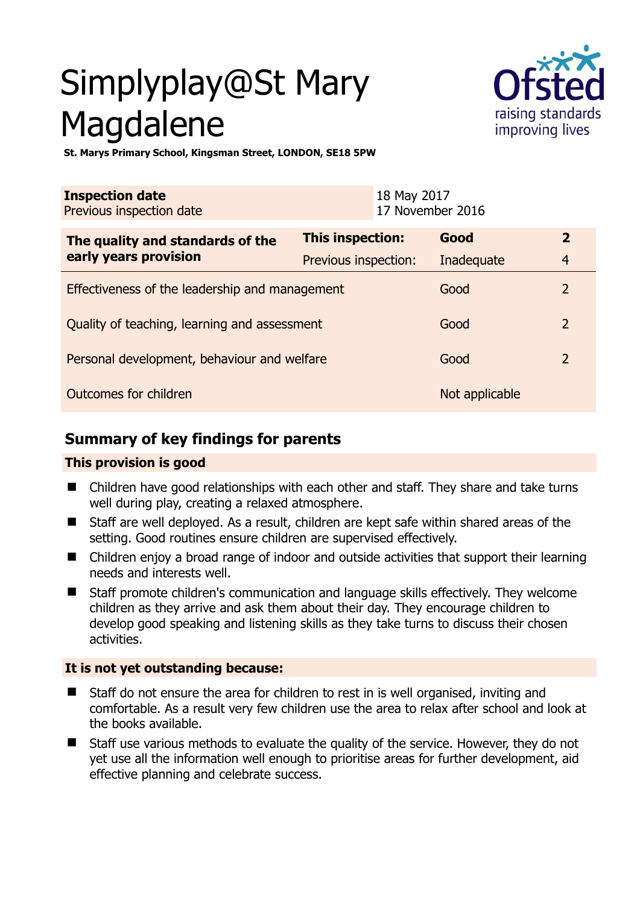# Simplyplay@St Mary Magdalene

**St. Marys Primary School, Kingsman Street, LONDON, SE18 5PW**

| **Inspection date** | 18 May 2017 |
|---|---|
| Previous inspection date | 17 November 2016 |

| **The quality and standards of the early years provision** | **This inspection:** | **Good** | **2** |
|---|---|---|---|
| | Previous inspection: | Inadequate | 4 |
| Effectiveness of the leadership and management | | Good | 2 |
| Quality of teaching, learning and assessment | | Good | 2 |
| Personal development, behaviour and welfare | | Good | 2 |
| Outcomes for children | | Not applicable | |

## Summary of key findings for parents

### This provision is good

- Children have good relationships with each other and staff. They share and take turns well during play, creating a relaxed atmosphere.
- Staff are well deployed. As a result, children are kept safe within shared areas of the setting. Good routines ensure children are supervised effectively.
- Children enjoy a broad range of indoor and outside activities that support their learning needs and interests well.
- Staff promote children's communication and language skills effectively. They welcome children as they arrive and ask them about their day. They encourage children to develop good speaking and listening skills as they take turns to discuss their chosen activities.

### It is not yet outstanding because:

- Staff do not ensure the area for children to rest in is well organised, inviting and comfortable. As a result very few children use the area to relax after school and look at the books available.
- Staff use various methods to evaluate the quality of the service. However, they do not yet use all the information well enough to prioritise areas for further development, aid effective planning and celebrate success.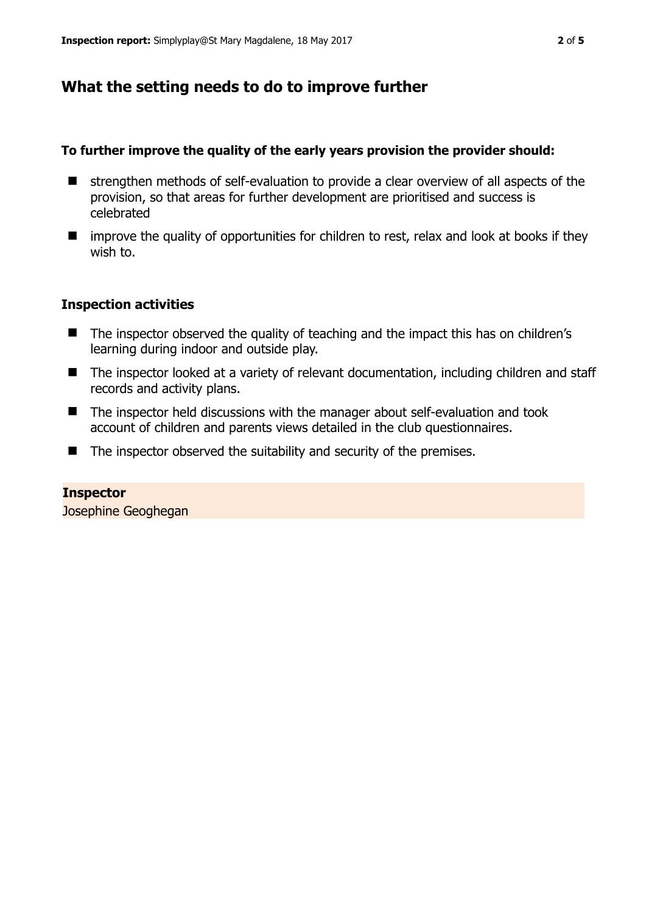## What the setting needs to do to improve further

**To further improve the quality of the early years provision the provider should:**

- strengthen methods of self-evaluation to provide a clear overview of all aspects of the provision, so that areas for further development are prioritised and success is celebrated
- improve the quality of opportunities for children to rest, relax and look at books if they wish to.

### Inspection activities

- The inspector observed the quality of teaching and the impact this has on children's learning during indoor and outside play.
- The inspector looked at a variety of relevant documentation, including children and staff records and activity plans.
- The inspector held discussions with the manager about self-evaluation and took account of children and parents views detailed in the club questionnaires.
- The inspector observed the suitability and security of the premises.

**Inspector**
Josephine Geoghegan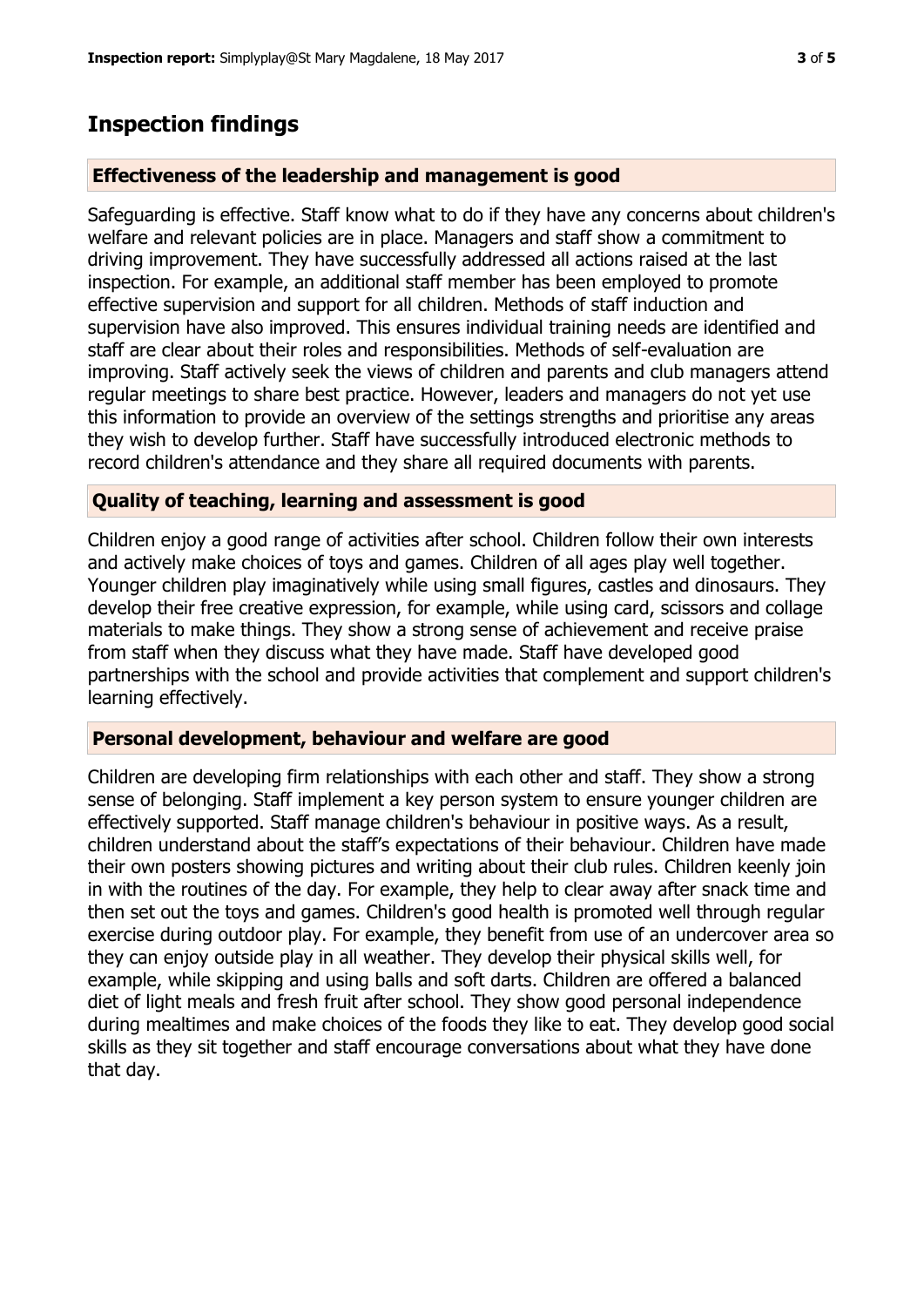## Inspection findings

### Effectiveness of the leadership and management is good

Safeguarding is effective. Staff know what to do if they have any concerns about children's welfare and relevant policies are in place. Managers and staff show a commitment to driving improvement. They have successfully addressed all actions raised at the last inspection. For example, an additional staff member has been employed to promote effective supervision and support for all children. Methods of staff induction and supervision have also improved. This ensures individual training needs are identified and staff are clear about their roles and responsibilities. Methods of self-evaluation are improving. Staff actively seek the views of children and parents and club managers attend regular meetings to share best practice. However, leaders and managers do not yet use this information to provide an overview of the settings strengths and prioritise any areas they wish to develop further. Staff have successfully introduced electronic methods to record children's attendance and they share all required documents with parents.

### Quality of teaching, learning and assessment is good

Children enjoy a good range of activities after school. Children follow their own interests and actively make choices of toys and games. Children of all ages play well together. Younger children play imaginatively while using small figures, castles and dinosaurs. They develop their free creative expression, for example, while using card, scissors and collage materials to make things. They show a strong sense of achievement and receive praise from staff when they discuss what they have made. Staff have developed good partnerships with the school and provide activities that complement and support children's learning effectively.

### Personal development, behaviour and welfare are good

Children are developing firm relationships with each other and staff. They show a strong sense of belonging. Staff implement a key person system to ensure younger children are effectively supported. Staff manage children's behaviour in positive ways. As a result, children understand about the staff's expectations of their behaviour. Children have made their own posters showing pictures and writing about their club rules. Children keenly join in with the routines of the day. For example, they help to clear away after snack time and then set out the toys and games. Children's good health is promoted well through regular exercise during outdoor play. For example, they benefit from use of an undercover area so they can enjoy outside play in all weather. They develop their physical skills well, for example, while skipping and using balls and soft darts. Children are offered a balanced diet of light meals and fresh fruit after school. They show good personal independence during mealtimes and make choices of the foods they like to eat. They develop good social skills as they sit together and staff encourage conversations about what they have done that day.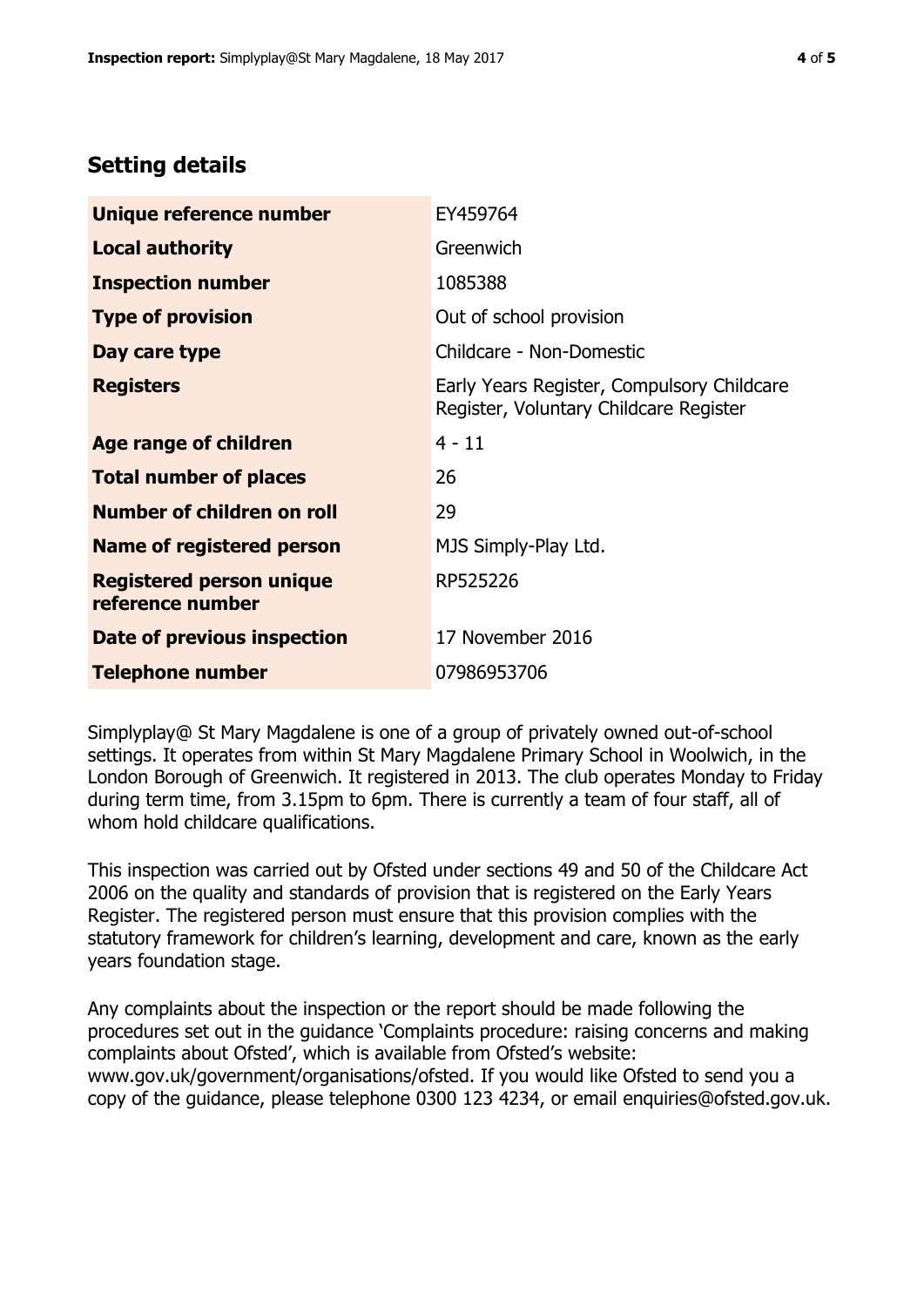## Setting details

| | |
|---|---|
| **Unique reference number** | EY459764 |
| **Local authority** | Greenwich |
| **Inspection number** | 1085388 |
| **Type of provision** | Out of school provision |
| **Day care type** | Childcare - Non-Domestic |
| **Registers** | Early Years Register, Compulsory Childcare Register, Voluntary Childcare Register |
| **Age range of children** | 4 - 11 |
| **Total number of places** | 26 |
| **Number of children on roll** | 29 |
| **Name of registered person** | MJS Simply-Play Ltd. |
| **Registered person unique reference number** | RP525226 |
| **Date of previous inspection** | 17 November 2016 |
| **Telephone number** | 07986953706 |

Simplyplay@ St Mary Magdalene is one of a group of privately owned out-of-school settings. It operates from within St Mary Magdalene Primary School in Woolwich, in the London Borough of Greenwich. It registered in 2013. The club operates Monday to Friday during term time, from 3.15pm to 6pm. There is currently a team of four staff, all of whom hold childcare qualifications.

This inspection was carried out by Ofsted under sections 49 and 50 of the Childcare Act 2006 on the quality and standards of provision that is registered on the Early Years Register. The registered person must ensure that this provision complies with the statutory framework for children's learning, development and care, known as the early years foundation stage.

Any complaints about the inspection or the report should be made following the procedures set out in the guidance 'Complaints procedure: raising concerns and making complaints about Ofsted', which is available from Ofsted's website: www.gov.uk/government/organisations/ofsted. If you would like Ofsted to send you a copy of the guidance, please telephone 0300 123 4234, or email enquiries@ofsted.gov.uk.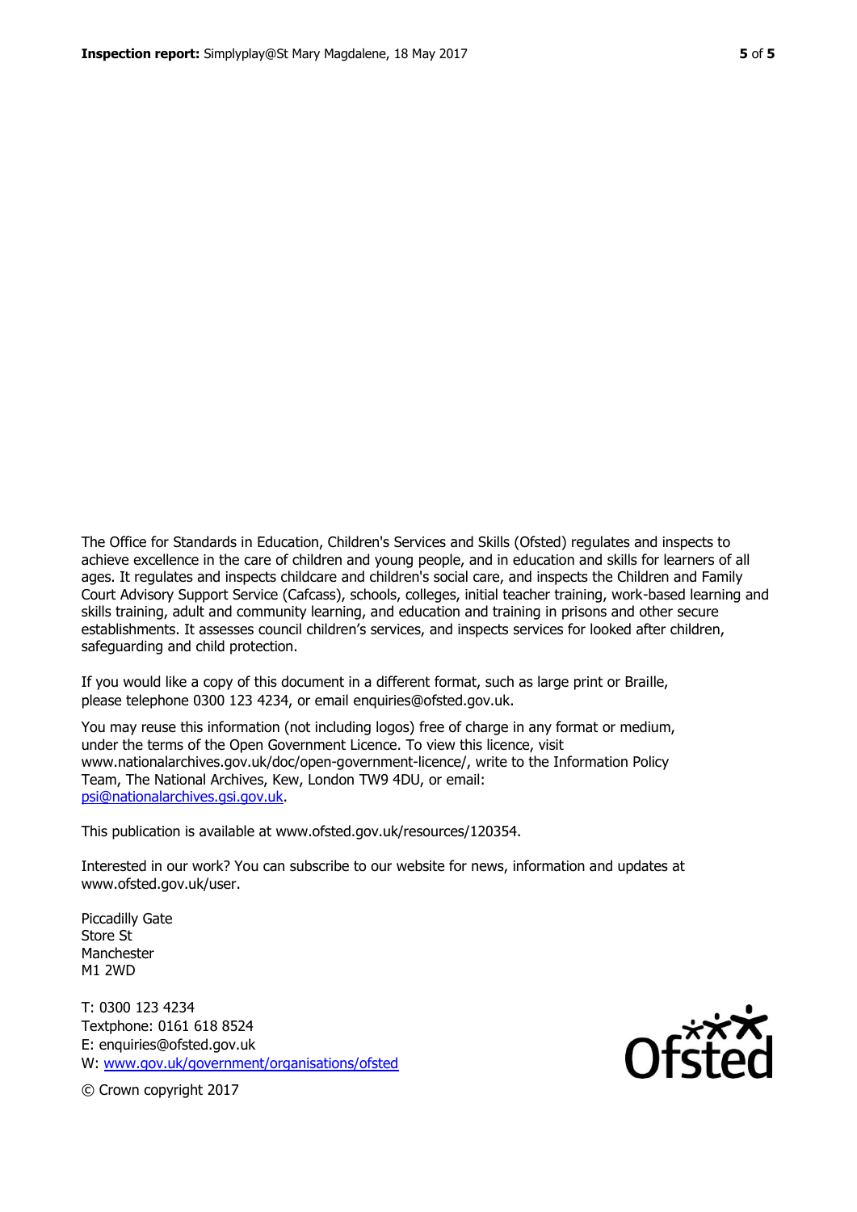The Office for Standards in Education, Children's Services and Skills (Ofsted) regulates and inspects to achieve excellence in the care of children and young people, and in education and skills for learners of all ages. It regulates and inspects childcare and children's social care, and inspects the Children and Family Court Advisory Support Service (Cafcass), schools, colleges, initial teacher training, work-based learning and skills training, adult and community learning, and education and training in prisons and other secure establishments. It assesses council children's services, and inspects services for looked after children, safeguarding and child protection.

If you would like a copy of this document in a different format, such as large print or Braille, please telephone 0300 123 4234, or email enquiries@ofsted.gov.uk.

You may reuse this information (not including logos) free of charge in any format or medium, under the terms of the Open Government Licence. To view this licence, visit www.nationalarchives.gov.uk/doc/open-government-licence/, write to the Information Policy Team, The National Archives, Kew, London TW9 4DU, or email: psi@nationalarchives.gsi.gov.uk.

This publication is available at www.ofsted.gov.uk/resources/120354.

Interested in our work? You can subscribe to our website for news, information and updates at www.ofsted.gov.uk/user.

Piccadilly Gate
Store St
Manchester
M1 2WD

T: 0300 123 4234
Textphone: 0161 618 8524
E: enquiries@ofsted.gov.uk
W: www.gov.uk/government/organisations/ofsted

© Crown copyright 2017